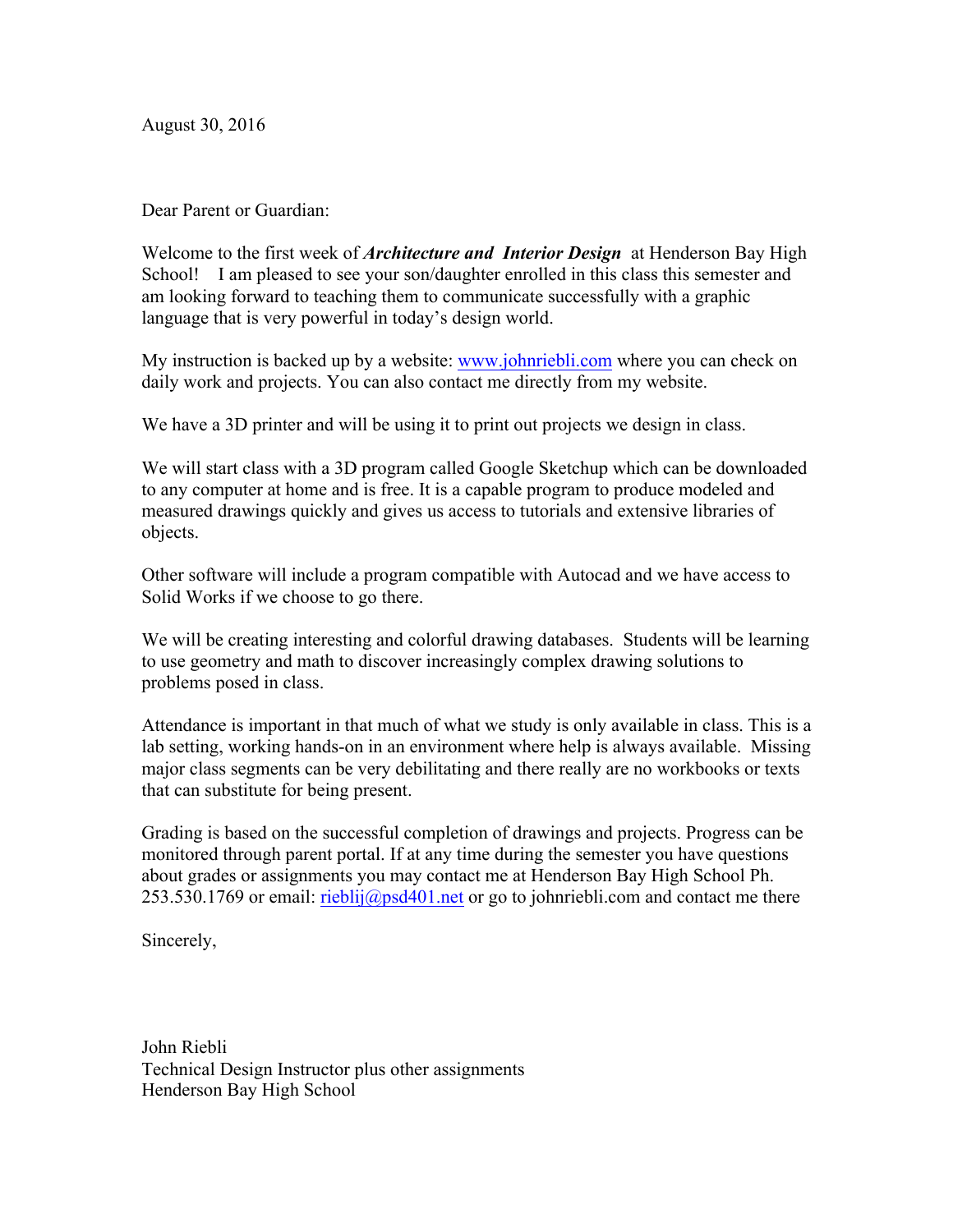August 30, 2016

Dear Parent or Guardian:

Welcome to the first week of ***Architecture and Interior Design*** at Henderson Bay High School! I am pleased to see your son/daughter enrolled in this class this semester and am looking forward to teaching them to communicate successfully with a graphic language that is very powerful in today's design world.

My instruction is backed up by a website: [www.johnriebli.com](http://www.johnriebli.com) where you can check on daily work and projects. You can also contact me directly from my website.

We have a 3D printer and will be using it to print out projects we design in class.

We will start class with a 3D program called Google Sketchup which can be downloaded to any computer at home and is free. It is a capable program to produce modeled and measured drawings quickly and gives us access to tutorials and extensive libraries of objects.

Other software will include a program compatible with Autocad and we have access to Solid Works if we choose to go there.

We will be creating interesting and colorful drawing databases. Students will be learning to use geometry and math to discover increasingly complex drawing solutions to problems posed in class.

Attendance is important in that much of what we study is only available in class. This is a lab setting, working hands-on in an environment where help is always available. Missing major class segments can be very debilitating and there really are no workbooks or texts that can substitute for being present.

Grading is based on the successful completion of drawings and projects. Progress can be monitored through parent portal. If at any time during the semester you have questions about grades or assignments you may contact me at Henderson Bay High School Ph. 253.530.1769 or email: [rieblij@psd401.net](mailto:rieblij@psd401.net) or go to johnriebli.com and contact me there

Sincerely,

John Riebli
Technical Design Instructor plus other assignments
Henderson Bay High School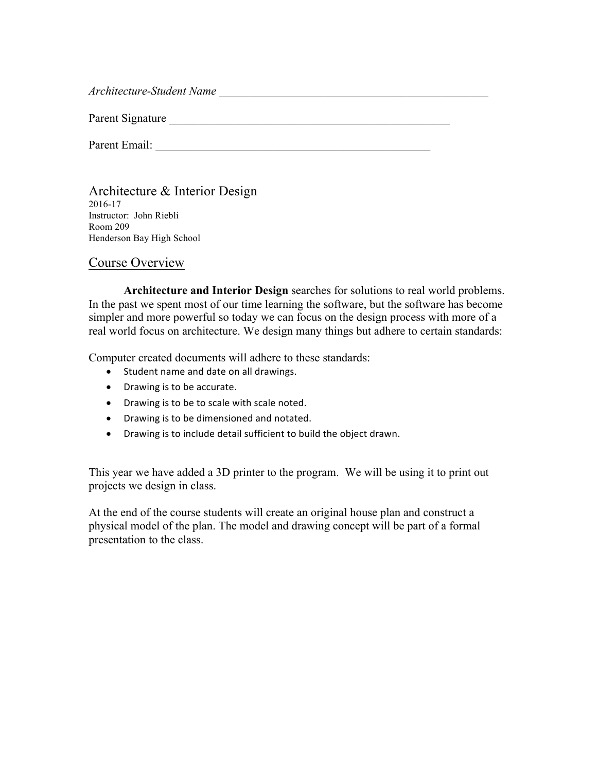*Architecture-Student Name* ________________________________________________

Parent Signature __________________________________________________

Parent Email: ________________________________________________

# Architecture & Interior Design

2016-17
Instructor: John Riebli
Room 209
Henderson Bay High School

## Course Overview

**Architecture and Interior Design** searches for solutions to real world problems. In the past we spent most of our time learning the software, but the software has become simpler and more powerful so today we can focus on the design process with more of a real world focus on architecture. We design many things but adhere to certain standards:

Computer created documents will adhere to these standards:

- Student name and date on all drawings.
- Drawing is to be accurate.
- Drawing is to be to scale with scale noted.
- Drawing is to be dimensioned and notated.
- Drawing is to include detail sufficient to build the object drawn.

This year we have added a 3D printer to the program. We will be using it to print out projects we design in class.

At the end of the course students will create an original house plan and construct a physical model of the plan. The model and drawing concept will be part of a formal presentation to the class.